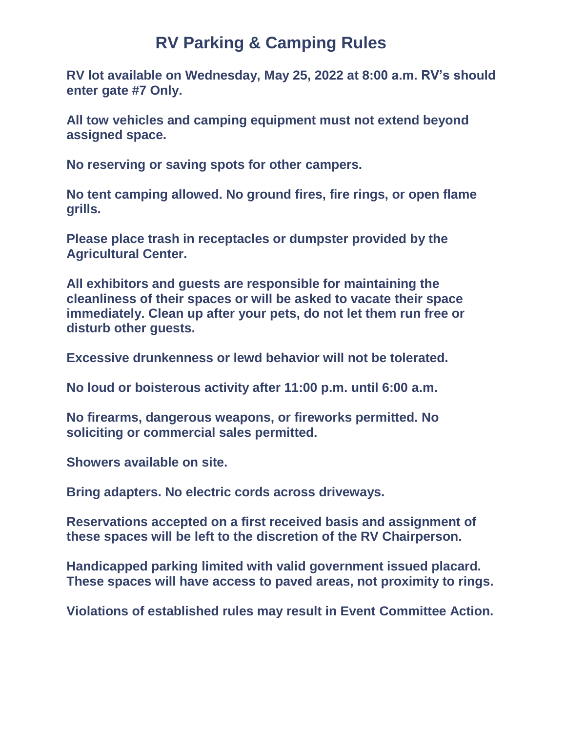# RV Parking & Camping Rules

**RV lot available on Wednesday, May 25, 2022 at 8:00 a.m. RV's should enter gate #7 Only.**

**All tow vehicles and camping equipment must not extend beyond assigned space.**

**No reserving or saving spots for other campers.**

**No tent camping allowed. No ground fires, fire rings, or open flame grills.**

**Please place trash in receptacles or dumpster provided by the Agricultural Center.**

**All exhibitors and guests are responsible for maintaining the cleanliness of their spaces or will be asked to vacate their space immediately. Clean up after your pets, do not let them run free or disturb other guests.**

**Excessive drunkenness or lewd behavior will not be tolerated.**

**No loud or boisterous activity after 11:00 p.m. until 6:00 a.m.**

**No firearms, dangerous weapons, or fireworks permitted. No soliciting or commercial sales permitted.**

**Showers available on site.**

**Bring adapters. No electric cords across driveways.**

**Reservations accepted on a first received basis and assignment of these spaces will be left to the discretion of the RV Chairperson.**

**Handicapped parking limited with valid government issued placard. These spaces will have access to paved areas, not proximity to rings.**

**Violations of established rules may result in Event Committee Action.**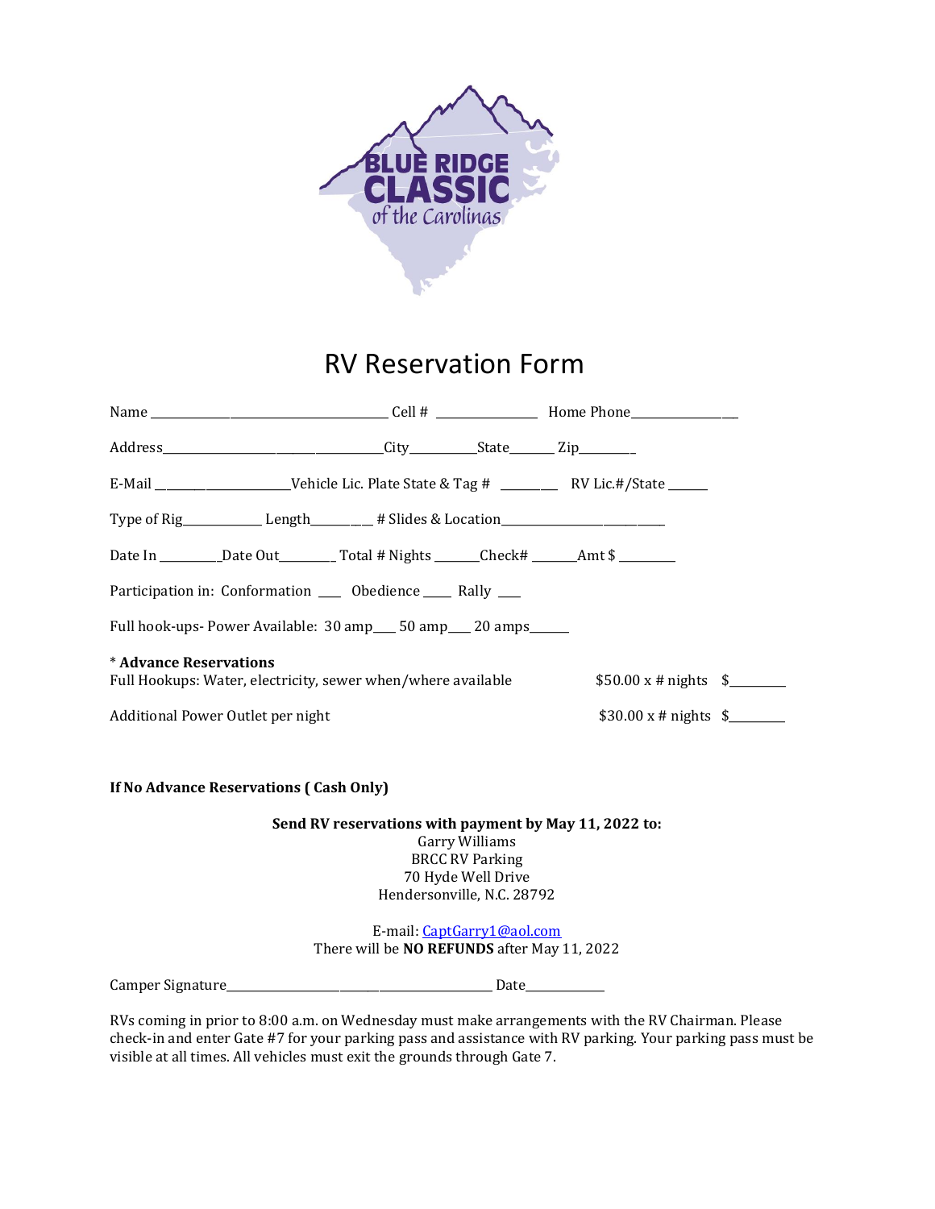BLUE RIDGE CLASSIC of the Carolinas

# RV Reservation Form

Name ________________________________________ Cell # _______________ Home Phone________________

Address________________________________________City__________State_______ Zip_________

E-Mail _____________________Vehicle Lic. Plate State & Tag # _________ RV Lic.#/State ______

Type of Rig____________ Length_________ # Slides & Location___________________________

Date In _________Date Out_________ Total # Nights _______Check# _______Amt $ _________

Participation in: Conformation ___ Obedience ____ Rally ___

Full hook-ups- Power Available: 30 amp___ 50 amp___ 20 amps______

\* **Advance Reservations**
Full Hookups: Water, electricity, sewer when/where available $50.00 x # nights $_________

Additional Power Outlet per night $30.00 x # nights $_________

**If No Advance Reservations ( Cash Only)**

**Send RV reservations with payment by May 11, 2022 to:**
Garry Williams
BRCC RV Parking
70 Hyde Well Drive
Hendersonville, N.C. 28792

E-mail: CaptGarry1@aol.com
There will be **NO REFUNDS** after May 11, 2022

Camper Signature____________________________________________ Date____________

RVs coming in prior to 8:00 a.m. on Wednesday must make arrangements with the RV Chairman. Please check-in and enter Gate #7 for your parking pass and assistance with RV parking. Your parking pass must be visible at all times. All vehicles must exit the grounds through Gate 7.